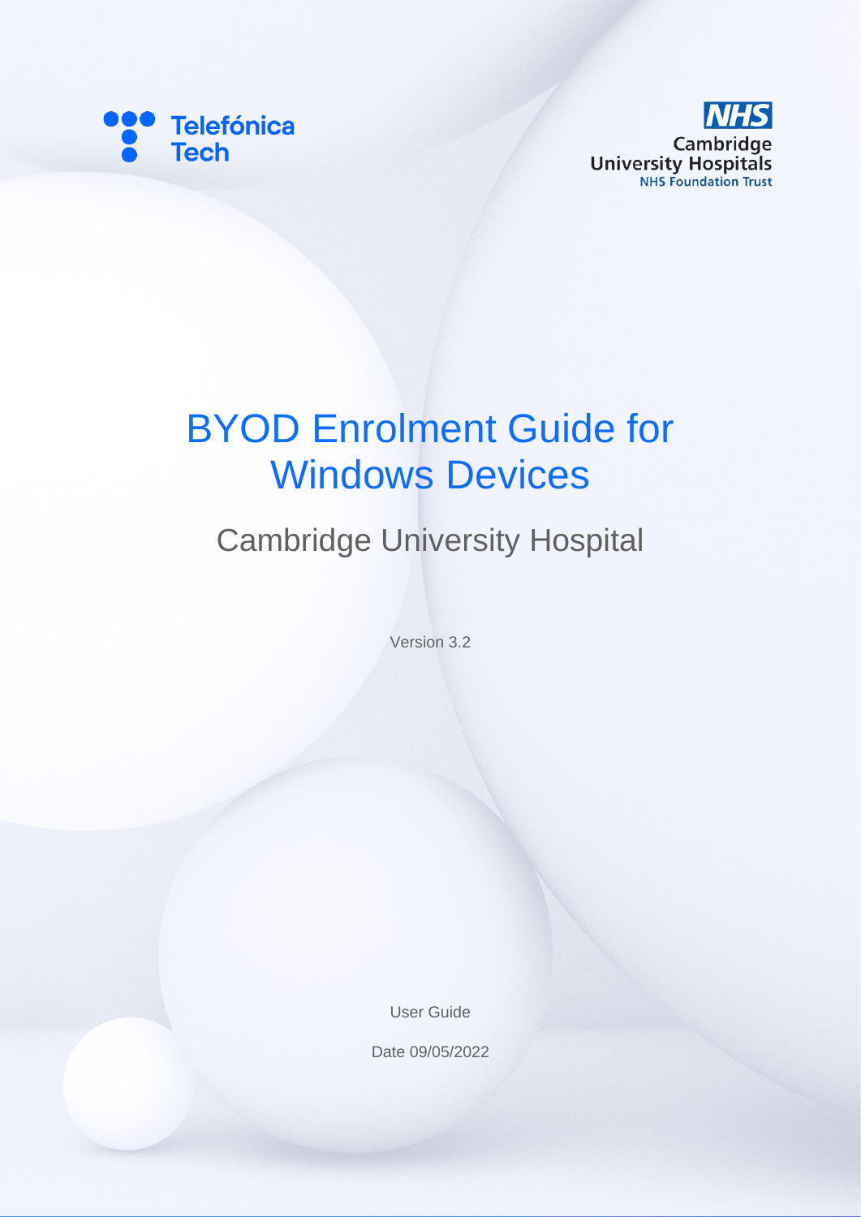Telefónica Tech

NHS Cambridge University Hospitals NHS Foundation Trust

# BYOD Enrolment Guide for Windows Devices

## Cambridge University Hospital

Version 3.2

User Guide

Date 09/05/2022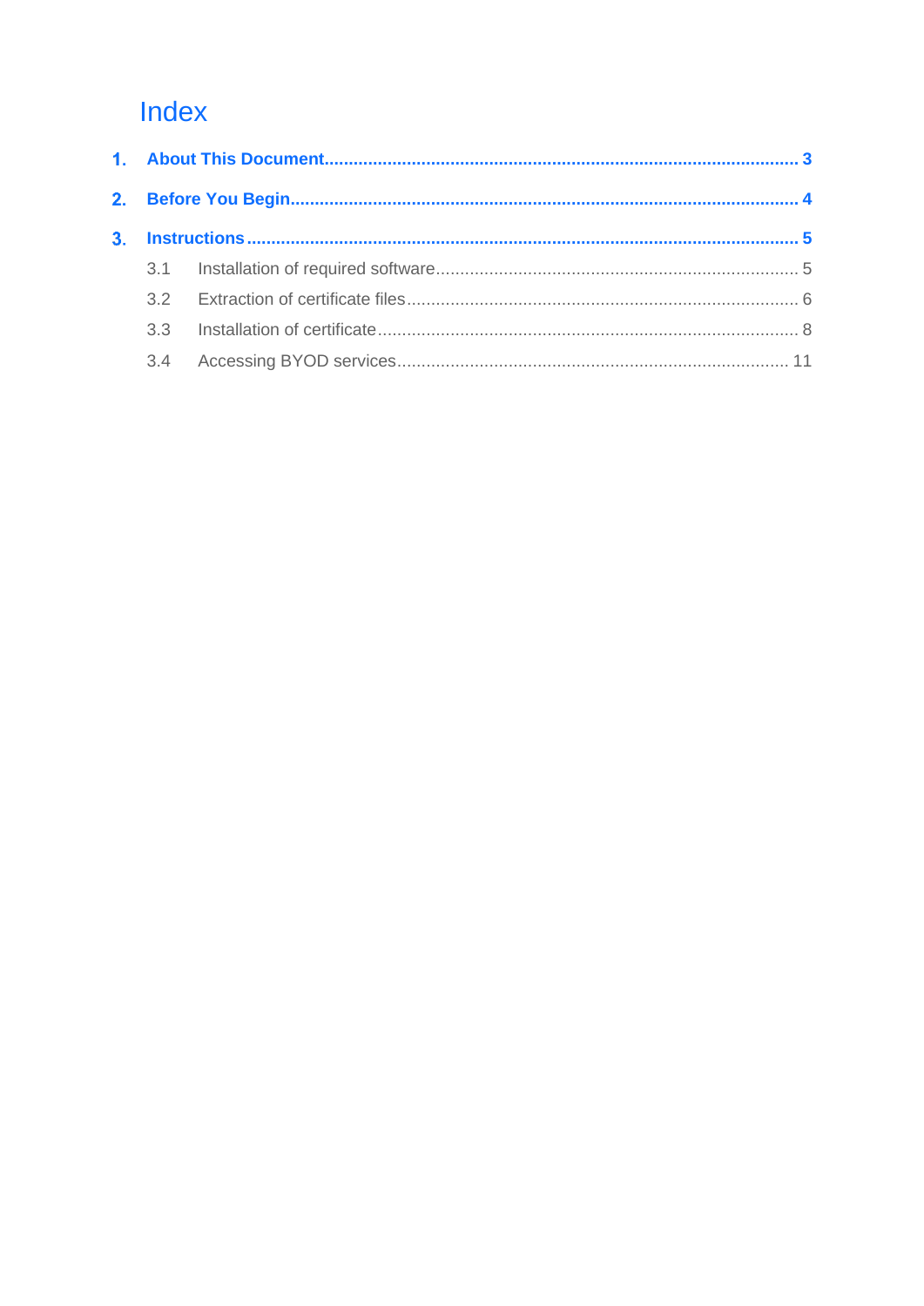# Index

1. **About This Document** ........ 3
2. **Before You Begin** ........ 4
3. **Instructions** ........ 5
   - 3.1 Installation of required software ........ 5
   - 3.2 Extraction of certificate files ........ 6
   - 3.3 Installation of certificate ........ 8
   - 3.4 Accessing BYOD services ........ 11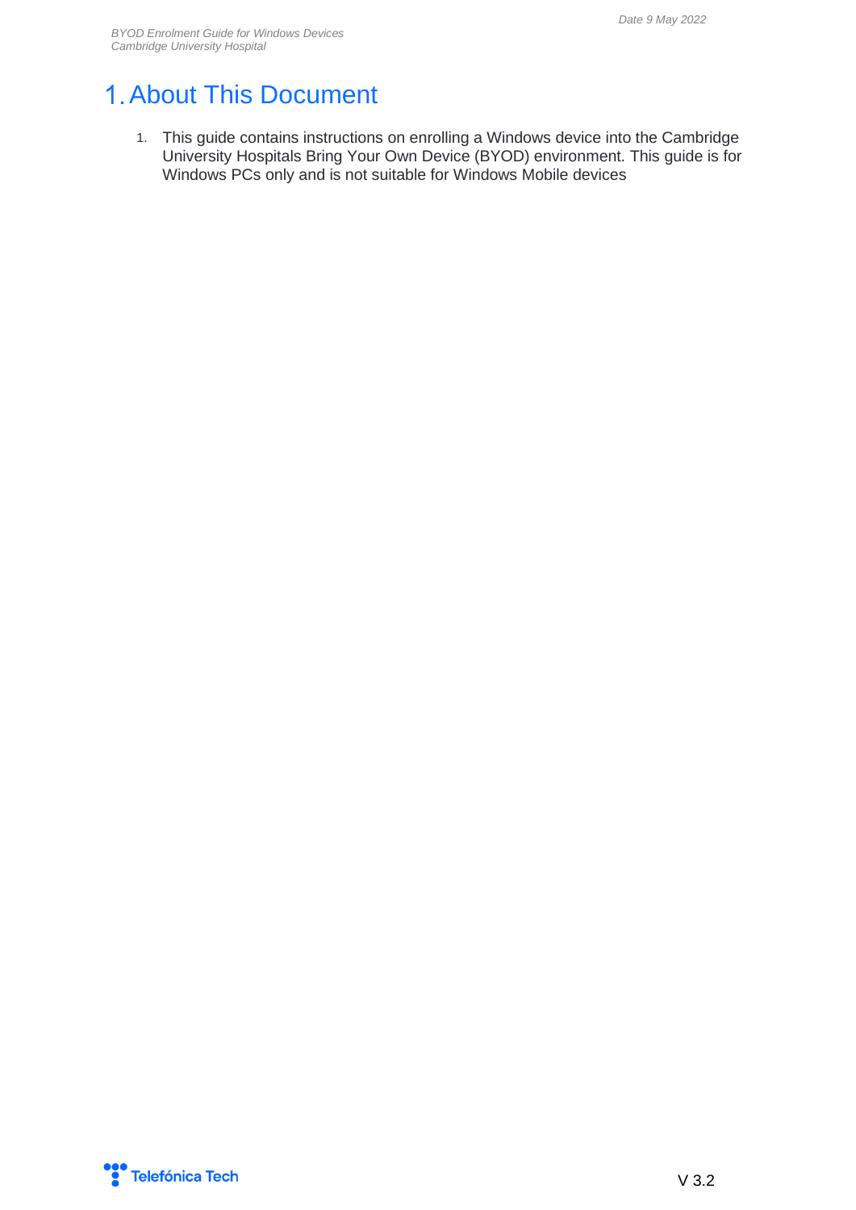# 1. About This Document

1. This guide contains instructions on enrolling a Windows device into the Cambridge University Hospitals Bring Your Own Device (BYOD) environment. This guide is for Windows PCs only and is not suitable for Windows Mobile devices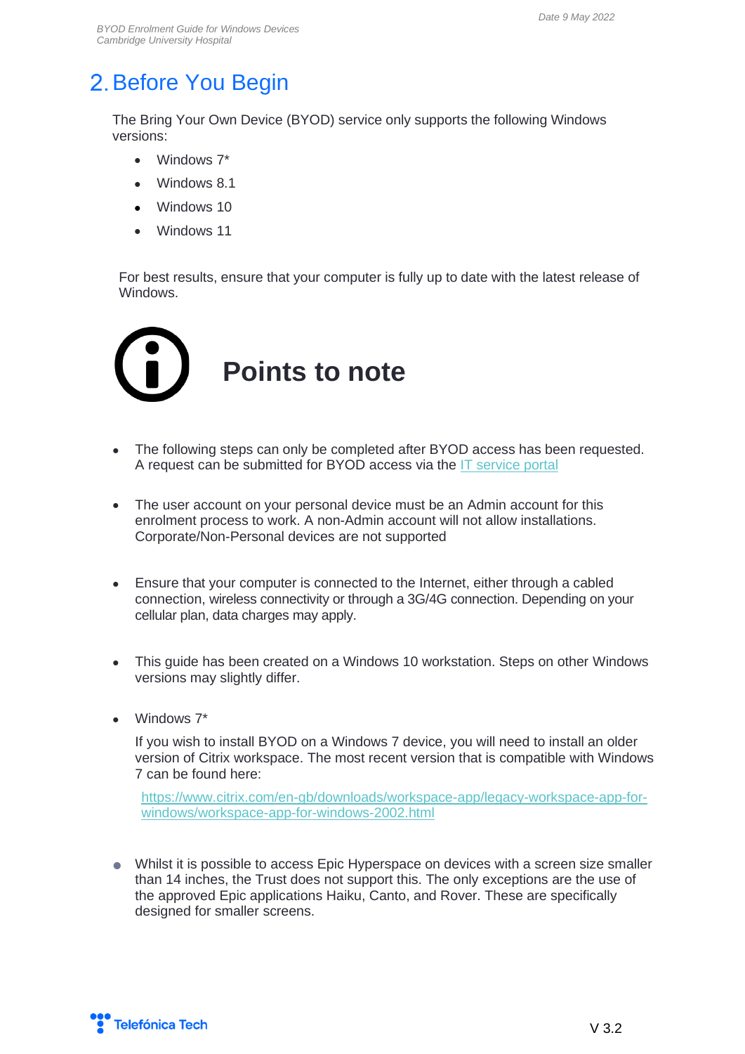## 2. Before You Begin

The Bring Your Own Device (BYOD) service only supports the following Windows versions:

- Windows 7*
- Windows 8.1
- Windows 10
- Windows 11

For best results, ensure that your computer is fully up to date with the latest release of Windows.

### Points to note

- The following steps can only be completed after BYOD access has been requested. A request can be submitted for BYOD access via the IT service portal

- The user account on your personal device must be an Admin account for this enrolment process to work. A non-Admin account will not allow installations. Corporate/Non-Personal devices are not supported

- Ensure that your computer is connected to the Internet, either through a cabled connection, wireless connectivity or through a 3G/4G connection. Depending on your cellular plan, data charges may apply.

- This guide has been created on a Windows 10 workstation. Steps on other Windows versions may slightly differ.

- Windows 7*

  If you wish to install BYOD on a Windows 7 device, you will need to install an older version of Citrix workspace. The most recent version that is compatible with Windows 7 can be found here:

  https://www.citrix.com/en-gb/downloads/workspace-app/legacy-workspace-app-for-windows/workspace-app-for-windows-2002.html

- Whilst it is possible to access Epic Hyperspace on devices with a screen size smaller than 14 inches, the Trust does not support this. The only exceptions are the use of the approved Epic applications Haiku, Canto, and Rover. These are specifically designed for smaller screens.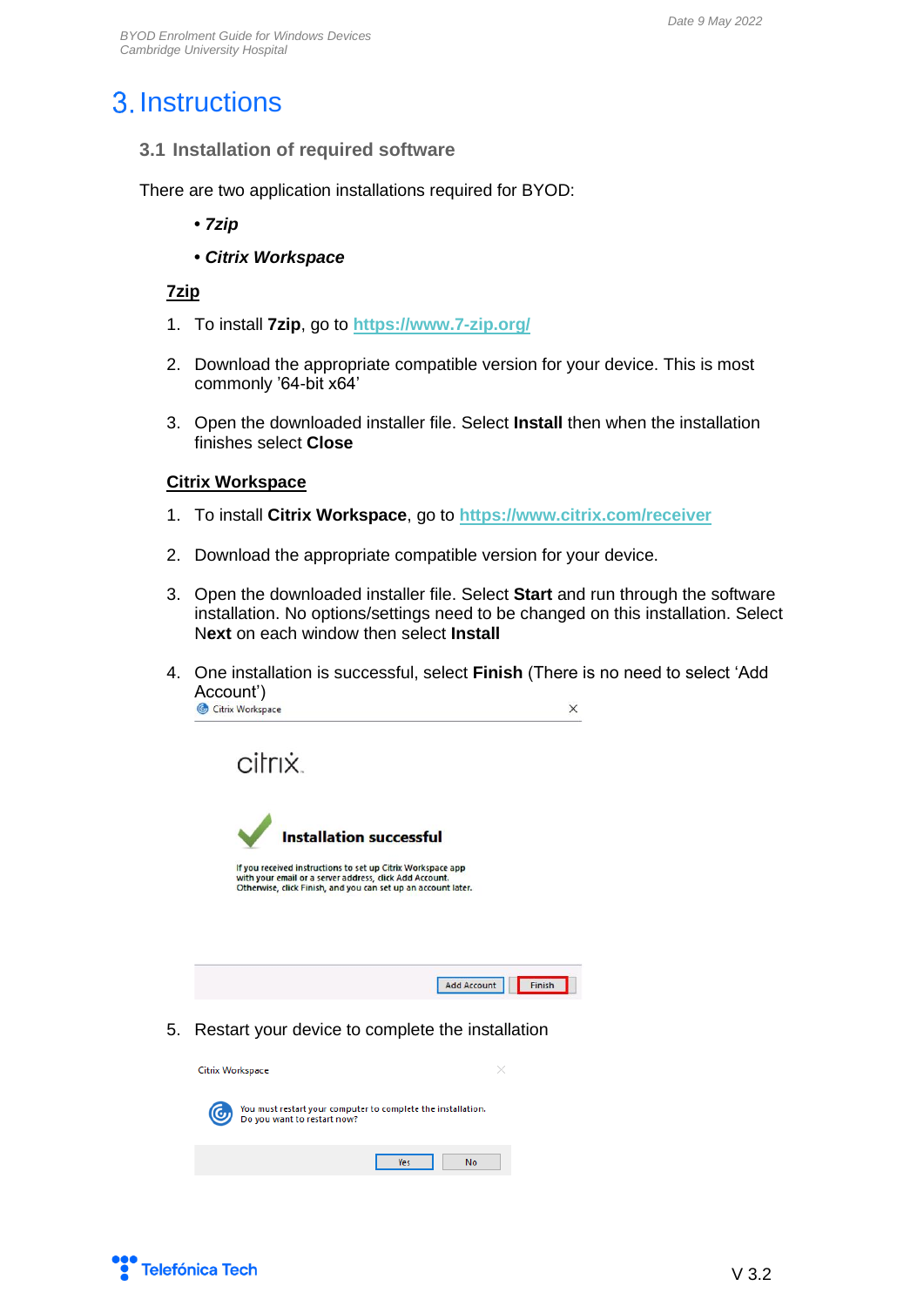# 3. Instructions

## 3.1 Installation of required software

There are two application installations required for BYOD:

- *7zip*
- *Citrix Workspace*

**7zip**

1. To install **7zip**, go to https://www.7-zip.org/
2. Download the appropriate compatible version for your device. This is most commonly '64-bit x64'
3. Open the downloaded installer file. Select **Install** then when the installation finishes select **Close**

**Citrix Workspace**

1. To install **Citrix Workspace**, go to https://www.citrix.com/receiver
2. Download the appropriate compatible version for your device.
3. Open the downloaded installer file. Select **Start** and run through the software installation. No options/settings need to be changed on this installation. Select **Next** on each window then select **Install**
4. One installation is successful, select **Finish** (There is no need to select 'Add Account')

Citrix Workspace

citrix

**Installation successful**

If you received instructions to set up Citrix Workspace app with your email or a server address, click Add Account. Otherwise, click Finish, and you can set up an account later.

Add Account | Finish

5. Restart your device to complete the installation

Citrix Workspace

You must restart your computer to complete the installation. Do you want to restart now?

Yes | No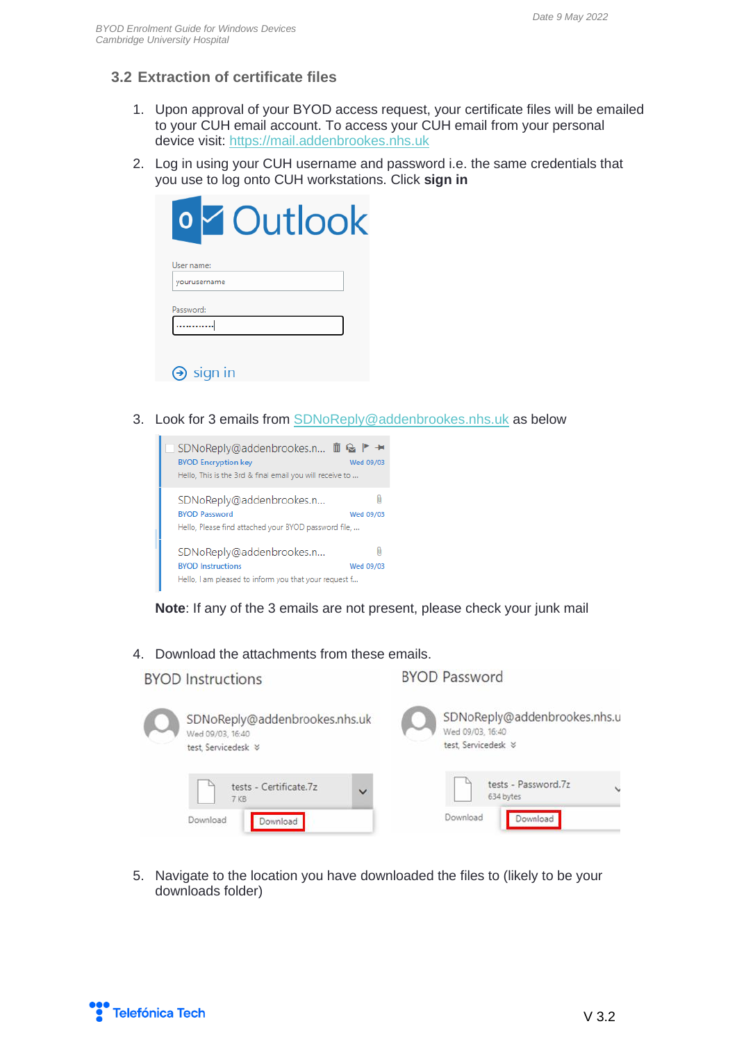## 3.2 Extraction of certificate files

1. Upon approval of your BYOD access request, your certificate files will be emailed to your CUH email account. To access your CUH email from your personal device visit: https://mail.addenbrookes.nhs.uk
2. Log in using your CUH username and password i.e. the same credentials that you use to log onto CUH workstations. Click **sign in**
3. Look for 3 emails from SDNoReply@addenbrookes.nhs.uk as below

   **Note**: If any of the 3 emails are not present, please check your junk mail

4. Download the attachments from these emails.
5. Navigate to the location you have downloaded the files to (likely to be your downloads folder)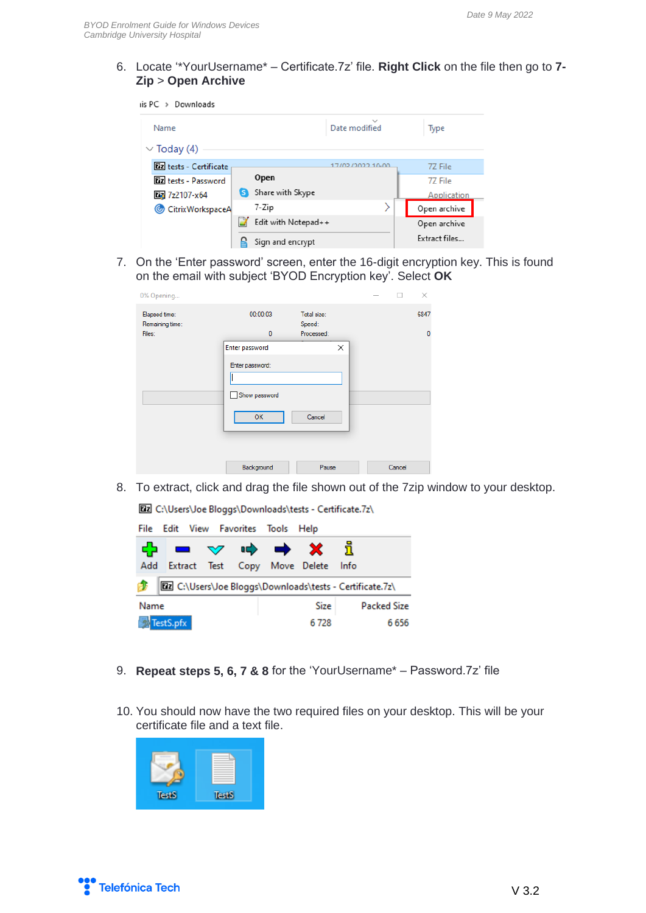6. Locate '*YourUsername* – Certificate.7z' file. **Right Click** on the file then go to **7-Zip** > **Open Archive**

7. On the 'Enter password' screen, enter the 16-digit encryption key. This is found on the email with subject 'BYOD Encryption key'. Select **OK**

8. To extract, click and drag the file shown out of the 7zip window to your desktop.

9. **Repeat steps 5, 6, 7 & 8** for the 'YourUsername* – Password.7z' file

10. You should now have the two required files on your desktop. This will be your certificate file and a text file.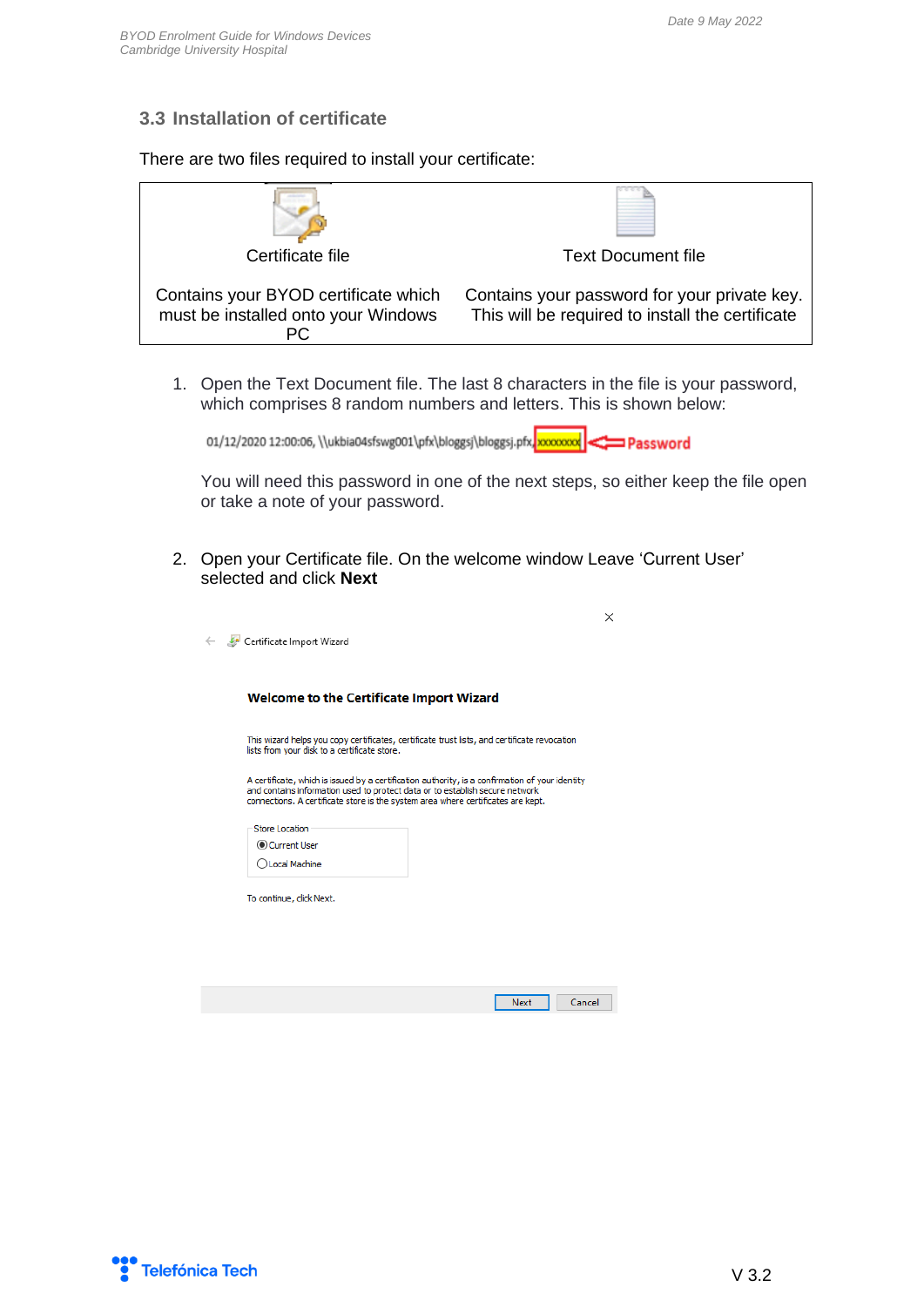## 3.3 Installation of certificate

There are two files required to install your certificate:

| Certificate file | Text Document file |
|---|---|
| Contains your BYOD certificate which must be installed onto your Windows PC | Contains your password for your private key. This will be required to install the certificate |

1. Open the Text Document file. The last 8 characters in the file is your password, which comprises 8 random numbers and letters. This is shown below:

   01/12/2020 12:00:06, \\ukbia04sfswg001\pfx\bloggsj\bloggsj.pfx,xxxxxxxx ⇐ Password

   You will need this password in one of the next steps, so either keep the file open or take a note of your password.

2. Open your Certificate file. On the welcome window Leave 'Current User' selected and click **Next**

Certificate Import Wizard

**Welcome to the Certificate Import Wizard**

This wizard helps you copy certificates, certificate trust lists, and certificate revocation lists from your disk to a certificate store.

A certificate, which is issued by a certification authority, is a confirmation of your identity and contains information used to protect data or to establish secure network connections. A certificate store is the system area where certificates are kept.

Store Location
- (●) Current User
- ( ) Local Machine

To continue, click Next.

Next | Cancel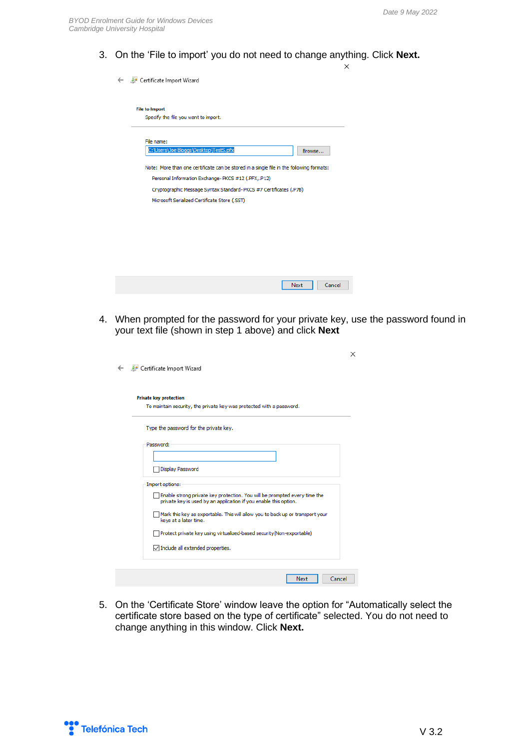3. On the ‘File to import’ you do not need to change anything. Click **Next.**

4. When prompted for the password for your private key, use the password found in your text file (shown in step 1 above) and click **Next**

5. On the ‘Certificate Store’ window leave the option for “Automatically select the certificate store based on the type of certificate” selected. You do not need to change anything in this window. Click **Next.**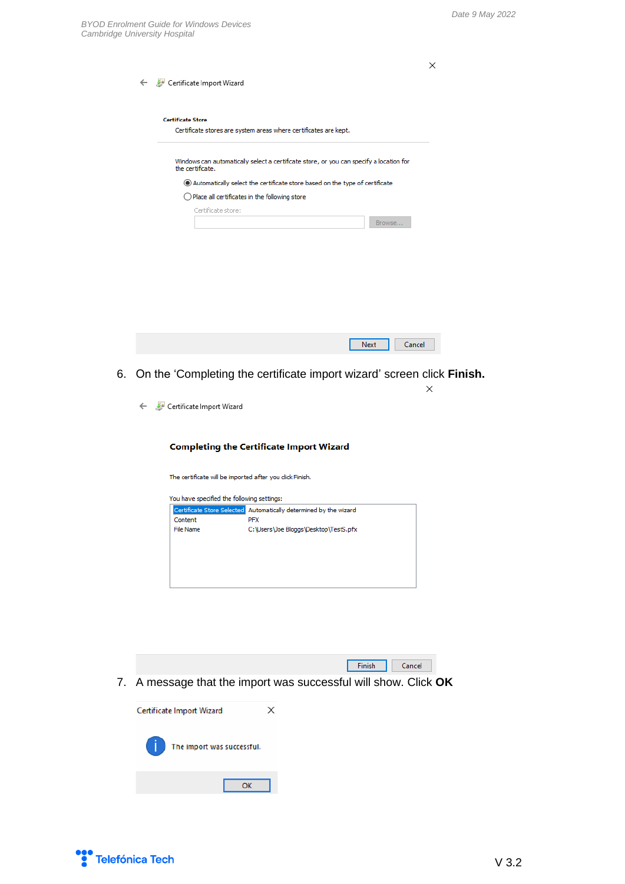Certificate Import Wizard

**Certificate Store**

Certificate stores are system areas where certificates are kept.

Windows can automatically select a certificate store, or you can specify a location for the certificate.

- (•) Automatically select the certificate store based on the type of certificate
- ( ) Place all certificates in the following store

Certificate store:

[Browse...]

[Next] [Cancel]

6. On the ‘Completing the certificate import wizard’ screen click **Finish.**

Certificate Import Wizard

**Completing the Certificate Import Wizard**

The certificate will be imported after you click Finish.

You have specified the following settings:

| | |
|---|---|
| Certificate Store Selected | Automatically determined by the wizard |
| Content | PFX |
| File Name | C:\Users\Joe Bloggs\Desktop\TestS.pfx |

[Finish] [Cancel]

7. A message that the import was successful will show. Click **OK**

Certificate Import Wizard

The import was successful.

[OK]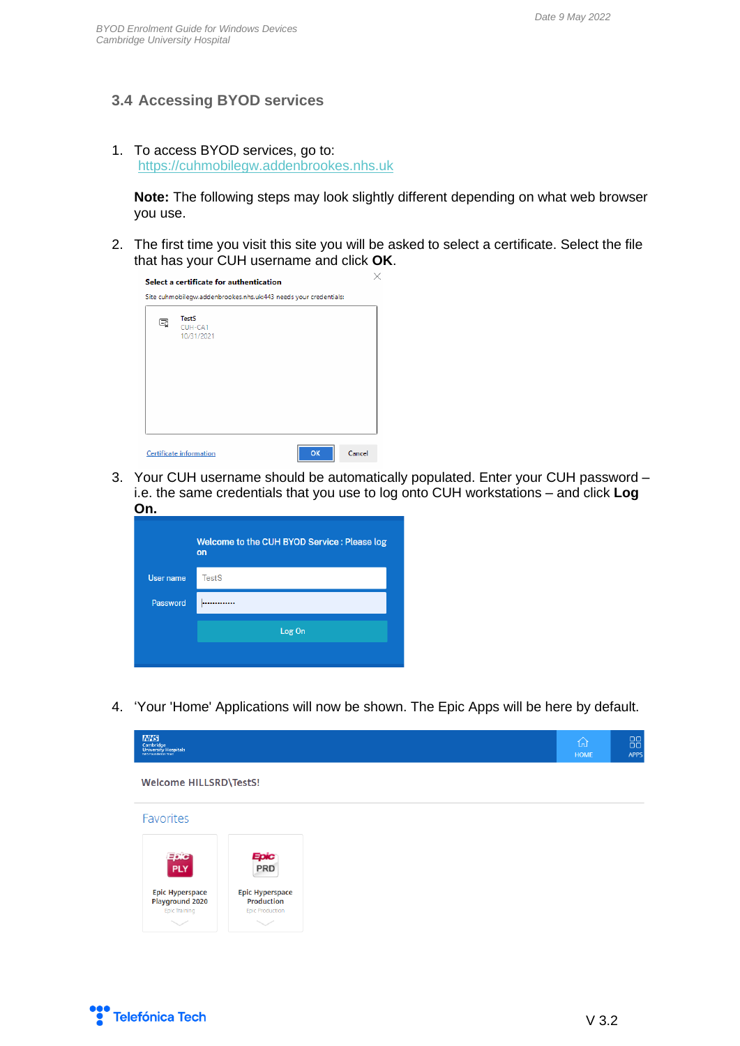### 3.4 Accessing BYOD services

1. To access BYOD services, go to: https://cuhmobilegw.addenbrookes.nhs.uk

   **Note:** The following steps may look slightly different depending on what web browser you use.

2. The first time you visit this site you will be asked to select a certificate. Select the file that has your CUH username and click **OK**.

3. Your CUH username should be automatically populated. Enter your CUH password – i.e. the same credentials that you use to log onto CUH workstations – and click **Log On.**

4. 'Your 'Home' Applications will now be shown. The Epic Apps will be here by default.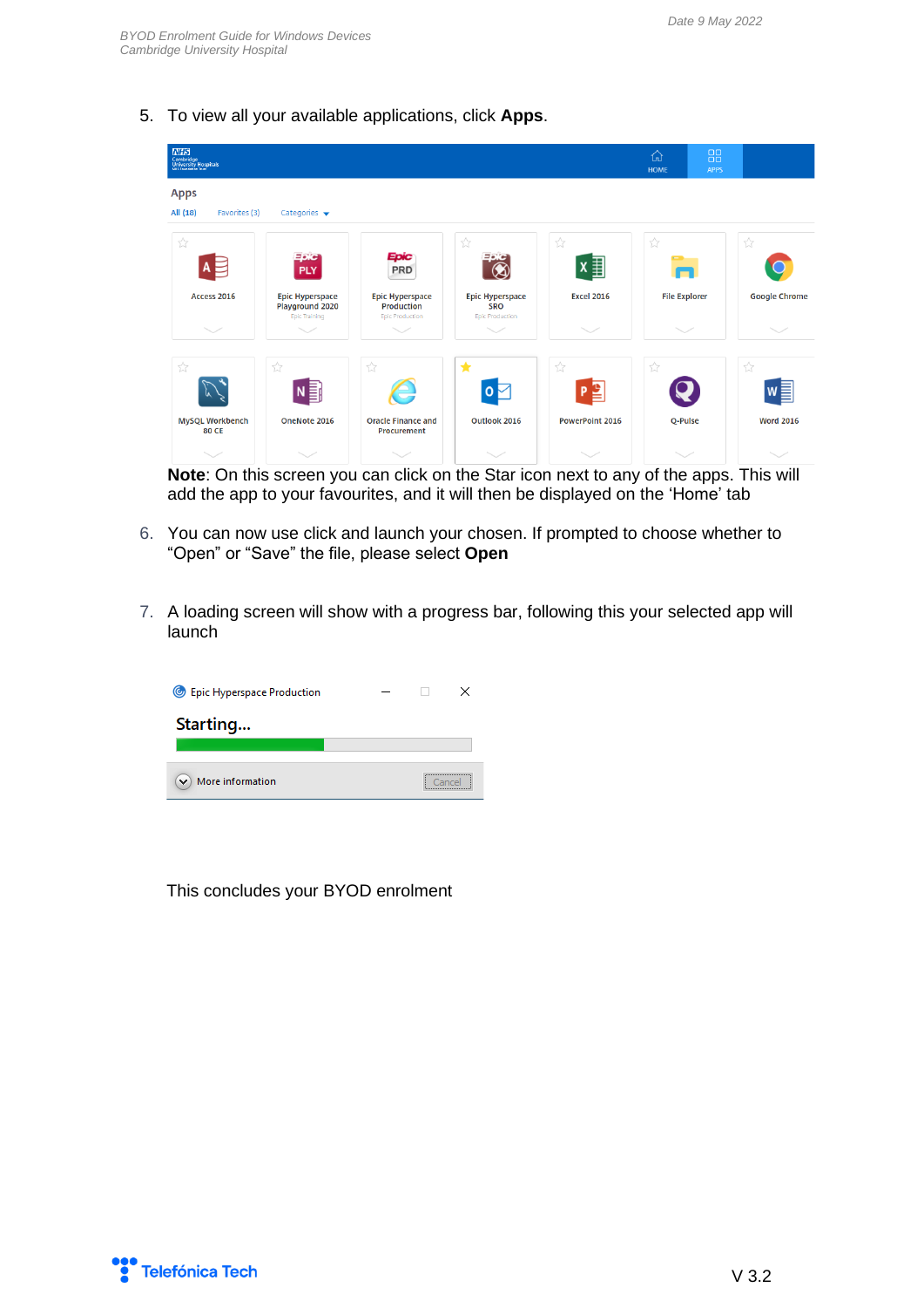5. To view all your available applications, click **Apps**.

**Note**: On this screen you can click on the Star icon next to any of the apps. This will add the app to your favourites, and it will then be displayed on the 'Home' tab

6. You can now use click and launch your chosen. If prompted to choose whether to "Open" or "Save" the file, please select **Open**

7. A loading screen will show with a progress bar, following this your selected app will launch

This concludes your BYOD enrolment